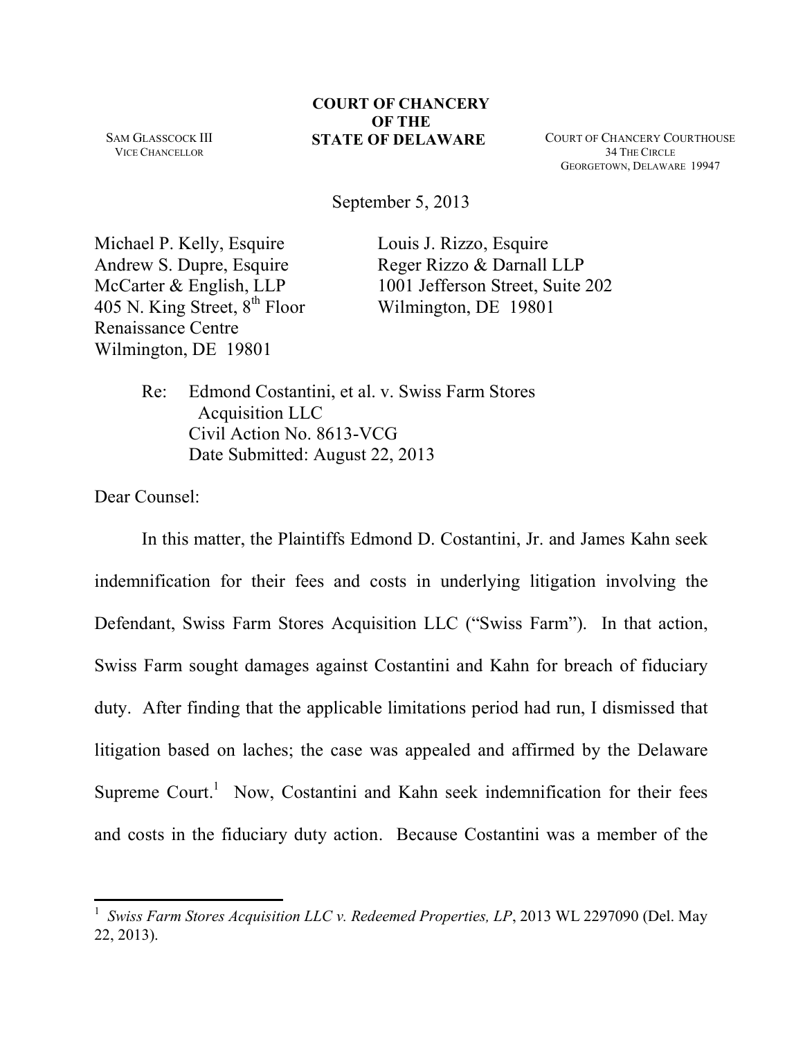**COURT OF CHANCERY**
**OF THE**
**STATE OF DELAWARE**

SAM GLASSCOCK III
VICE CHANCELLOR

COURT OF CHANCERY COURTHOUSE
34 THE CIRCLE
GEORGETOWN, DELAWARE 19947

September 5, 2013

Michael P. Kelly, Esquire
Andrew S. Dupre, Esquire
McCarter & English, LLP
405 N. King Street, 8th Floor
Renaissance Centre
Wilmington, DE 19801

Louis J. Rizzo, Esquire
Reger Rizzo & Darnall LLP
1001 Jefferson Street, Suite 202
Wilmington, DE 19801

Re: Edmond Costantini, et al. v. Swiss Farm Stores Acquisition LLC
Civil Action No. 8613-VCG
Date Submitted: August 22, 2013

Dear Counsel:

In this matter, the Plaintiffs Edmond D. Costantini, Jr. and James Kahn seek indemnification for their fees and costs in underlying litigation involving the Defendant, Swiss Farm Stores Acquisition LLC ("Swiss Farm"). In that action, Swiss Farm sought damages against Costantini and Kahn for breach of fiduciary duty. After finding that the applicable limitations period had run, I dismissed that litigation based on laches; the case was appealed and affirmed by the Delaware Supreme Court.[1] Now, Costantini and Kahn seek indemnification for their fees and costs in the fiduciary duty action. Because Costantini was a member of the

[1] *Swiss Farm Stores Acquisition LLC v. Redeemed Properties, LP*, 2013 WL 2297090 (Del. May 22, 2013).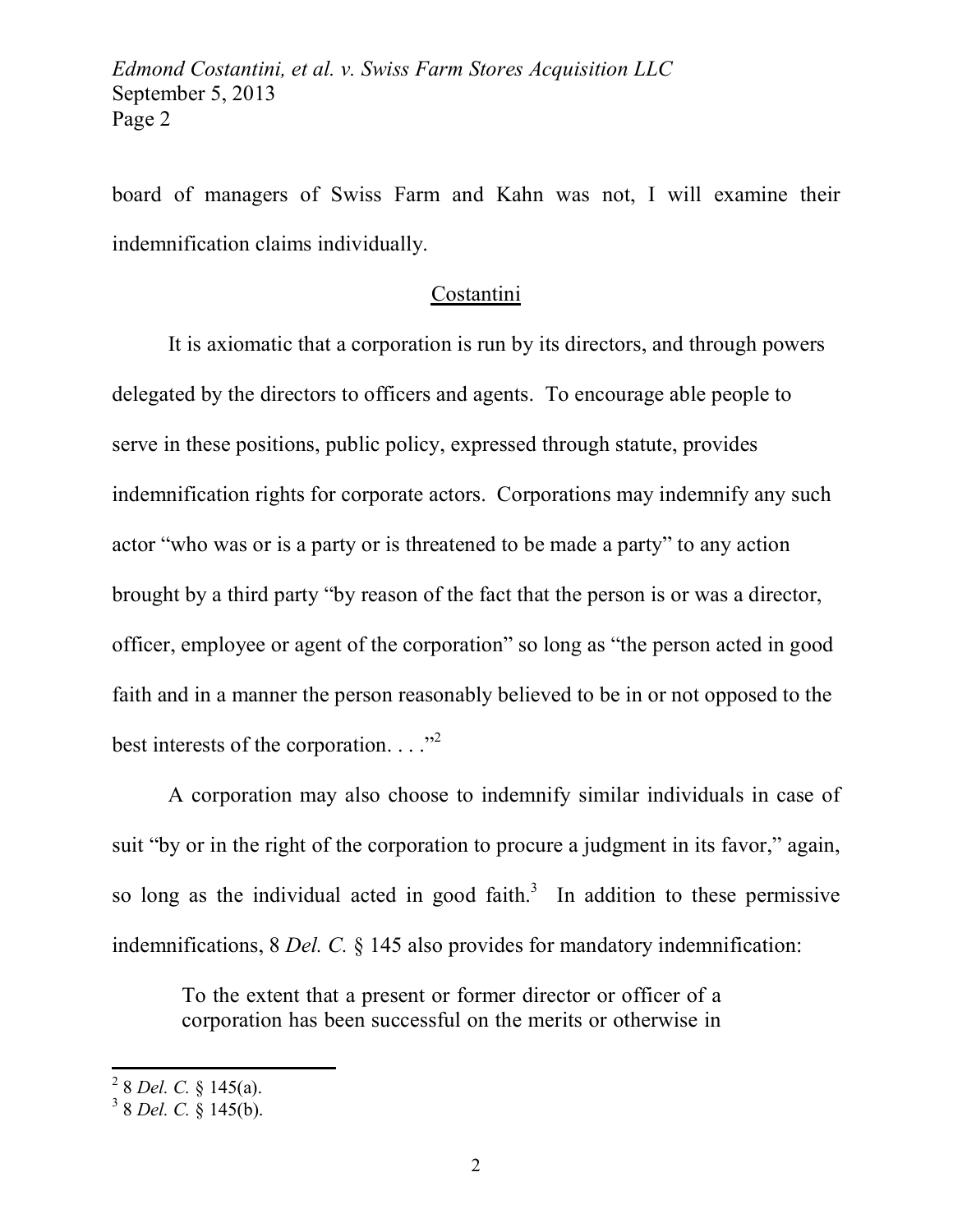board of managers of Swiss Farm and Kahn was not, I will examine their indemnification claims individually.

## Costantini

It is axiomatic that a corporation is run by its directors, and through powers delegated by the directors to officers and agents. To encourage able people to serve in these positions, public policy, expressed through statute, provides indemnification rights for corporate actors. Corporations may indemnify any such actor "who was or is a party or is threatened to be made a party" to any action brought by a third party "by reason of the fact that the person is or was a director, officer, employee or agent of the corporation" so long as "the person acted in good faith and in a manner the person reasonably believed to be in or not opposed to the best interests of the corporation. . . ."[2]

A corporation may also choose to indemnify similar individuals in case of suit "by or in the right of the corporation to procure a judgment in its favor," again, so long as the individual acted in good faith.[3] In addition to these permissive indemnifications, 8 *Del. C.* § 145 also provides for mandatory indemnification:

> To the extent that a present or former director or officer of a corporation has been successful on the merits or otherwise in

---

[2] 8 *Del. C.* § 145(a).

[3] 8 *Del. C.* § 145(b).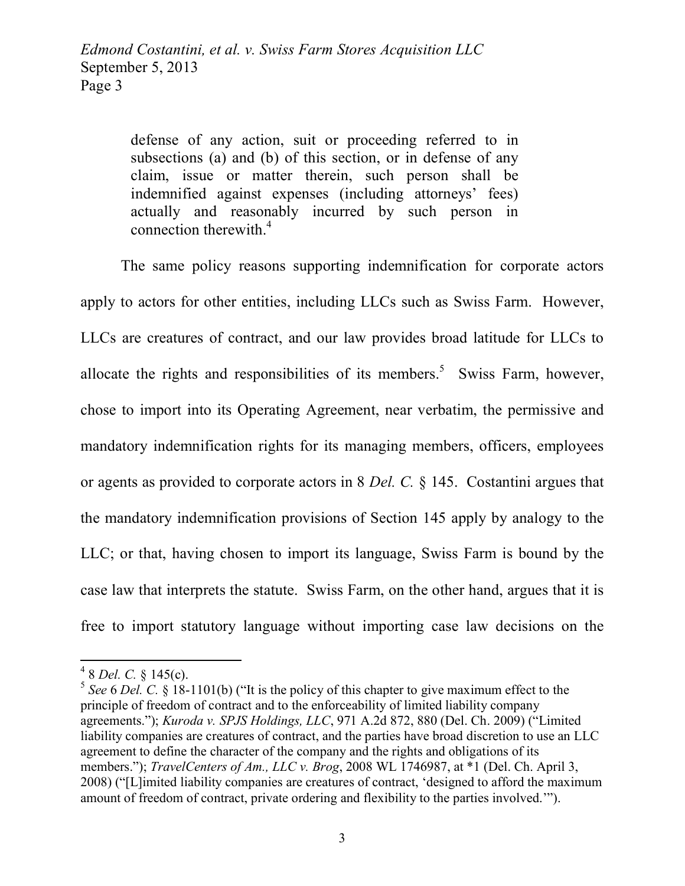> defense of any action, suit or proceeding referred to in subsections (a) and (b) of this section, or in defense of any claim, issue or matter therein, such person shall be indemnified against expenses (including attorneys' fees) actually and reasonably incurred by such person in connection therewith.[4]

The same policy reasons supporting indemnification for corporate actors apply to actors for other entities, including LLCs such as Swiss Farm. However, LLCs are creatures of contract, and our law provides broad latitude for LLCs to allocate the rights and responsibilities of its members.[5] Swiss Farm, however, chose to import into its Operating Agreement, near verbatim, the permissive and mandatory indemnification rights for its managing members, officers, employees or agents as provided to corporate actors in 8 *Del. C.* § 145. Costantini argues that the mandatory indemnification provisions of Section 145 apply by analogy to the LLC; or that, having chosen to import its language, Swiss Farm is bound by the case law that interprets the statute. Swiss Farm, on the other hand, argues that it is free to import statutory language without importing case law decisions on the

---

[4] 8 *Del. C.* § 145(c).

[5] *See* 6 *Del. C.* § 18-1101(b) ("It is the policy of this chapter to give maximum effect to the principle of freedom of contract and to the enforceability of limited liability company agreements."); *Kuroda v. SPJS Holdings, LLC*, 971 A.2d 872, 880 (Del. Ch. 2009) ("Limited liability companies are creatures of contract, and the parties have broad discretion to use an LLC agreement to define the character of the company and the rights and obligations of its members."); *TravelCenters of Am., LLC v. Brog*, 2008 WL 1746987, at *1 (Del. Ch. April 3, 2008) ("[L]imited liability companies are creatures of contract, 'designed to afford the maximum amount of freedom of contract, private ordering and flexibility to the parties involved.'").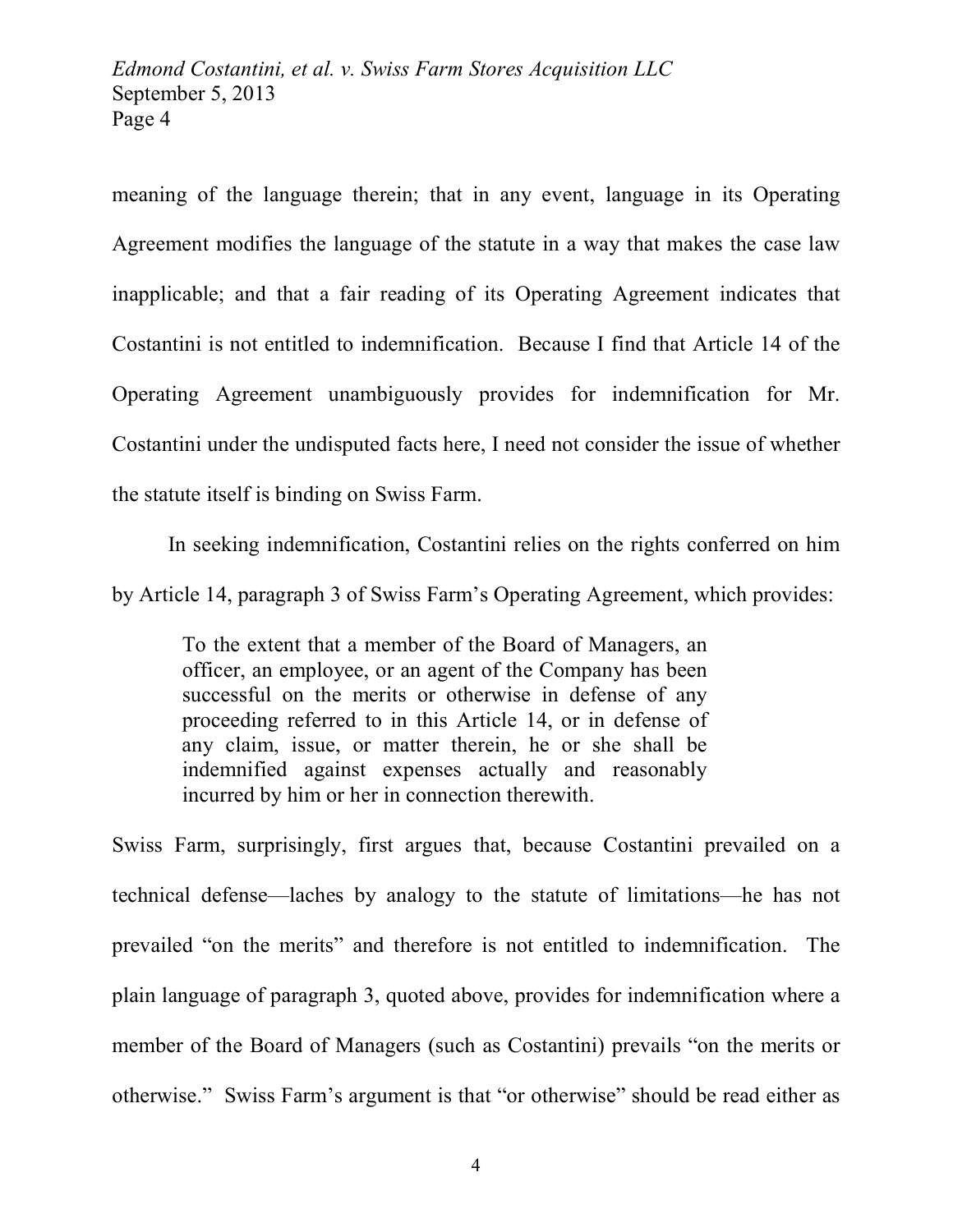meaning of the language therein; that in any event, language in its Operating Agreement modifies the language of the statute in a way that makes the case law inapplicable; and that a fair reading of its Operating Agreement indicates that Costantini is not entitled to indemnification. Because I find that Article 14 of the Operating Agreement unambiguously provides for indemnification for Mr. Costantini under the undisputed facts here, I need not consider the issue of whether the statute itself is binding on Swiss Farm.

In seeking indemnification, Costantini relies on the rights conferred on him by Article 14, paragraph 3 of Swiss Farm's Operating Agreement, which provides:

> To the extent that a member of the Board of Managers, an officer, an employee, or an agent of the Company has been successful on the merits or otherwise in defense of any proceeding referred to in this Article 14, or in defense of any claim, issue, or matter therein, he or she shall be indemnified against expenses actually and reasonably incurred by him or her in connection therewith.

Swiss Farm, surprisingly, first argues that, because Costantini prevailed on a technical defense—laches by analogy to the statute of limitations—he has not prevailed "on the merits" and therefore is not entitled to indemnification. The plain language of paragraph 3, quoted above, provides for indemnification where a member of the Board of Managers (such as Costantini) prevails "on the merits or otherwise." Swiss Farm's argument is that "or otherwise" should be read either as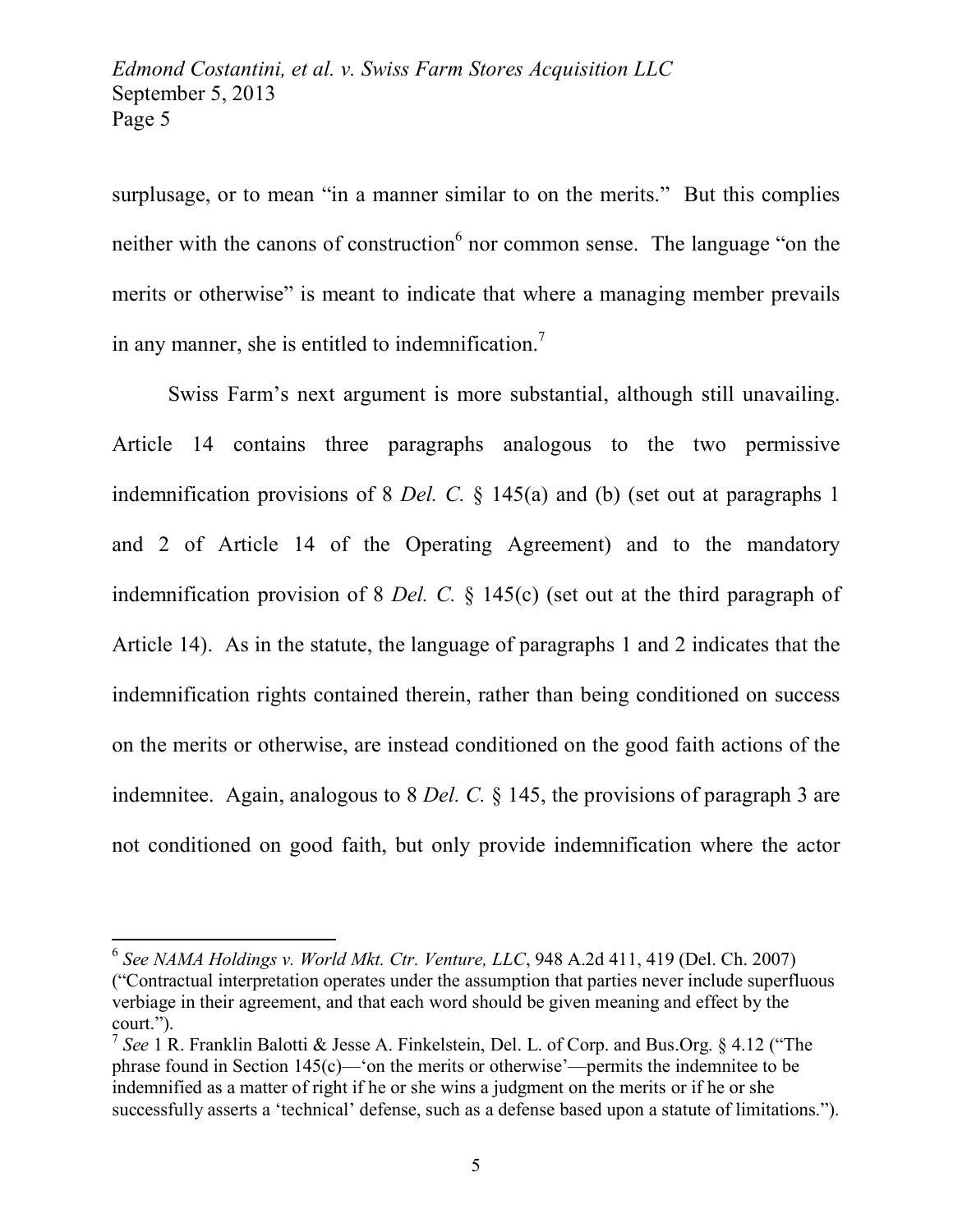surplusage, or to mean "in a manner similar to on the merits." But this complies neither with the canons of construction[6] nor common sense. The language "on the merits or otherwise" is meant to indicate that where a managing member prevails in any manner, she is entitled to indemnification.[7]

Swiss Farm's next argument is more substantial, although still unavailing. Article 14 contains three paragraphs analogous to the two permissive indemnification provisions of 8 *Del. C.* § 145(a) and (b) (set out at paragraphs 1 and 2 of Article 14 of the Operating Agreement) and to the mandatory indemnification provision of 8 *Del. C.* § 145(c) (set out at the third paragraph of Article 14). As in the statute, the language of paragraphs 1 and 2 indicates that the indemnification rights contained therein, rather than being conditioned on success on the merits or otherwise, are instead conditioned on the good faith actions of the indemnitee. Again, analogous to 8 *Del. C.* § 145, the provisions of paragraph 3 are not conditioned on good faith, but only provide indemnification where the actor

---

[6] *See NAMA Holdings v. World Mkt. Ctr. Venture, LLC*, 948 A.2d 411, 419 (Del. Ch. 2007) ("Contractual interpretation operates under the assumption that parties never include superfluous verbiage in their agreement, and that each word should be given meaning and effect by the court.").

[7] *See* 1 R. Franklin Balotti & Jesse A. Finkelstein, Del. L. of Corp. and Bus.Org. § 4.12 ("The phrase found in Section 145(c)—'on the merits or otherwise'—permits the indemnitee to be indemnified as a matter of right if he or she wins a judgment on the merits or if he or she successfully asserts a 'technical' defense, such as a defense based upon a statute of limitations.").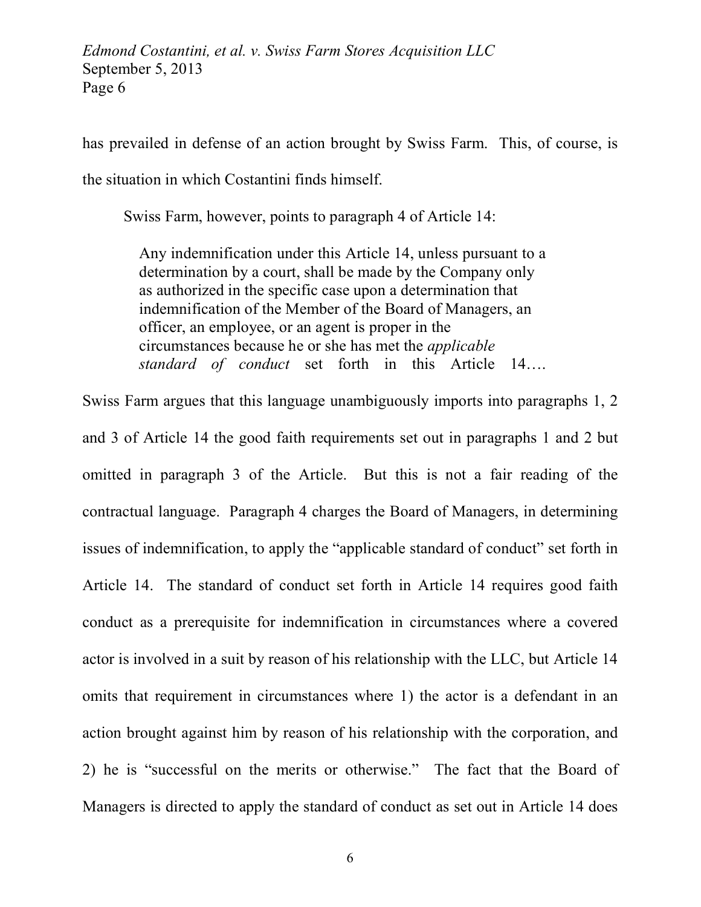has prevailed in defense of an action brought by Swiss Farm. This, of course, is the situation in which Costantini finds himself.

Swiss Farm, however, points to paragraph 4 of Article 14:

> Any indemnification under this Article 14, unless pursuant to a determination by a court, shall be made by the Company only as authorized in the specific case upon a determination that indemnification of the Member of the Board of Managers, an officer, an employee, or an agent is proper in the circumstances because he or she has met the *applicable standard of conduct* set forth in this Article 14….

Swiss Farm argues that this language unambiguously imports into paragraphs 1, 2 and 3 of Article 14 the good faith requirements set out in paragraphs 1 and 2 but omitted in paragraph 3 of the Article. But this is not a fair reading of the contractual language. Paragraph 4 charges the Board of Managers, in determining issues of indemnification, to apply the "applicable standard of conduct" set forth in Article 14. The standard of conduct set forth in Article 14 requires good faith conduct as a prerequisite for indemnification in circumstances where a covered actor is involved in a suit by reason of his relationship with the LLC, but Article 14 omits that requirement in circumstances where 1) the actor is a defendant in an action brought against him by reason of his relationship with the corporation, and 2) he is "successful on the merits or otherwise." The fact that the Board of Managers is directed to apply the standard of conduct as set out in Article 14 does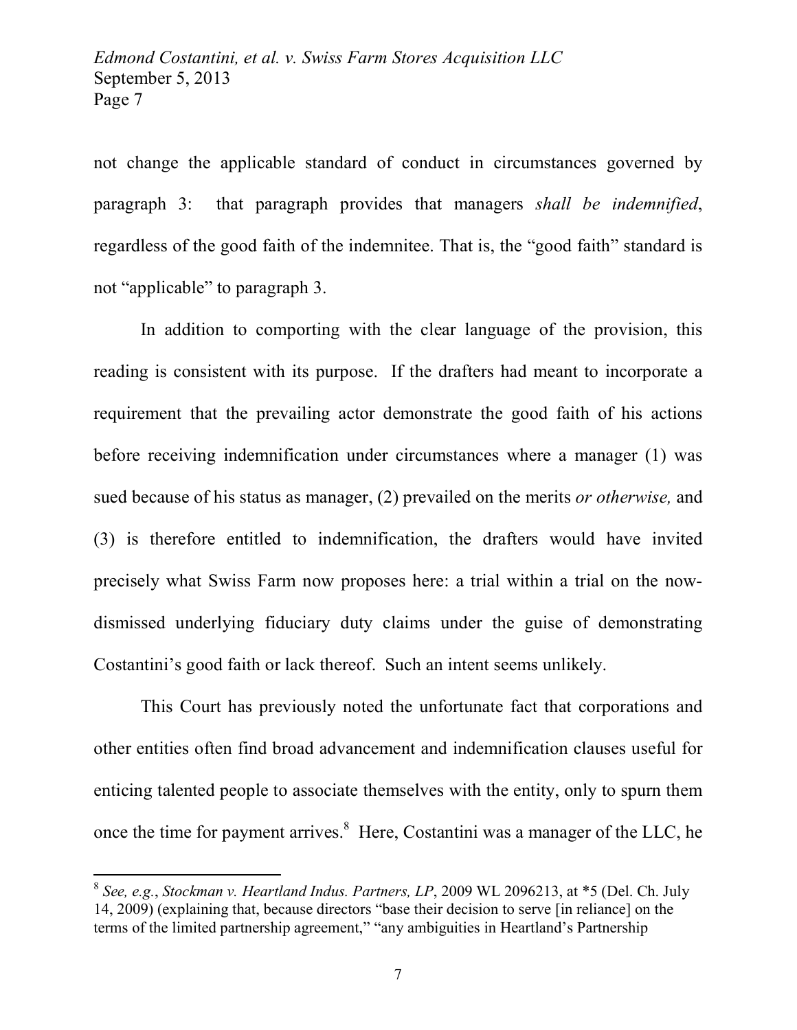not change the applicable standard of conduct in circumstances governed by paragraph 3: that paragraph provides that managers *shall be indemnified*, regardless of the good faith of the indemnitee. That is, the "good faith" standard is not "applicable" to paragraph 3.

In addition to comporting with the clear language of the provision, this reading is consistent with its purpose. If the drafters had meant to incorporate a requirement that the prevailing actor demonstrate the good faith of his actions before receiving indemnification under circumstances where a manager (1) was sued because of his status as manager, (2) prevailed on the merits *or otherwise,* and (3) is therefore entitled to indemnification, the drafters would have invited precisely what Swiss Farm now proposes here: a trial within a trial on the now-dismissed underlying fiduciary duty claims under the guise of demonstrating Costantini's good faith or lack thereof. Such an intent seems unlikely.

This Court has previously noted the unfortunate fact that corporations and other entities often find broad advancement and indemnification clauses useful for enticing talented people to associate themselves with the entity, only to spurn them once the time for payment arrives.[8] Here, Costantini was a manager of the LLC, he

---

[8] *See, e.g.*, *Stockman v. Heartland Indus. Partners, LP*, 2009 WL 2096213, at *5 (Del. Ch. July 14, 2009) (explaining that, because directors "base their decision to serve [in reliance] on the terms of the limited partnership agreement," "any ambiguities in Heartland's Partnership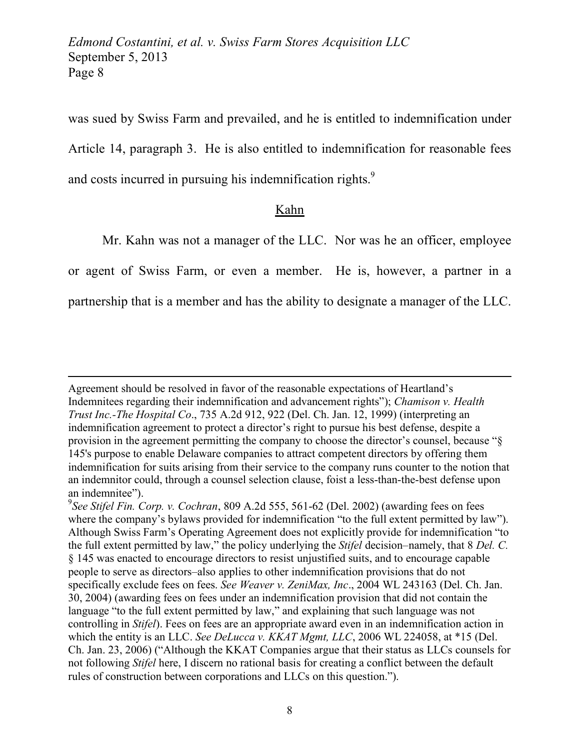was sued by Swiss Farm and prevailed, and he is entitled to indemnification under Article 14, paragraph 3. He is also entitled to indemnification for reasonable fees and costs incurred in pursuing his indemnification rights.[9]

<u>Kahn</u>

Mr. Kahn was not a manager of the LLC. Nor was he an officer, employee or agent of Swiss Farm, or even a member. He is, however, a partner in a partnership that is a member and has the ability to designate a manager of the LLC.

---

Agreement should be resolved in favor of the reasonable expectations of Heartland's Indemnitees regarding their indemnification and advancement rights"); *Chamison v. Health Trust Inc.-The Hospital Co*., 735 A.2d 912, 922 (Del. Ch. Jan. 12, 1999) (interpreting an indemnification agreement to protect a director's right to pursue his best defense, despite a provision in the agreement permitting the company to choose the director's counsel, because "§ 145's purpose to enable Delaware companies to attract competent directors by offering them indemnification for suits arising from their service to the company runs counter to the notion that an indemnitor could, through a counsel selection clause, foist a less-than-the-best defense upon an indemnitee").

[9] *See Stifel Fin. Corp. v. Cochran*, 809 A.2d 555, 561-62 (Del. 2002) (awarding fees on fees where the company's bylaws provided for indemnification "to the full extent permitted by law"). Although Swiss Farm's Operating Agreement does not explicitly provide for indemnification "to the full extent permitted by law," the policy underlying the *Stifel* decision–namely, that 8 *Del. C.* § 145 was enacted to encourage directors to resist unjustified suits, and to encourage capable people to serve as directors–also applies to other indemnification provisions that do not specifically exclude fees on fees. *See Weaver v. ZeniMax, Inc*., 2004 WL 243163 (Del. Ch. Jan. 30, 2004) (awarding fees on fees under an indemnification provision that did not contain the language "to the full extent permitted by law," and explaining that such language was not controlling in *Stifel*). Fees on fees are an appropriate award even in an indemnification action in which the entity is an LLC. *See DeLucca v. KKAT Mgmt, LLC*, 2006 WL 224058, at *15 (Del. Ch. Jan. 23, 2006) ("Although the KKAT Companies argue that their status as LLCs counsels for not following *Stifel* here, I discern no rational basis for creating a conflict between the default rules of construction between corporations and LLCs on this question.").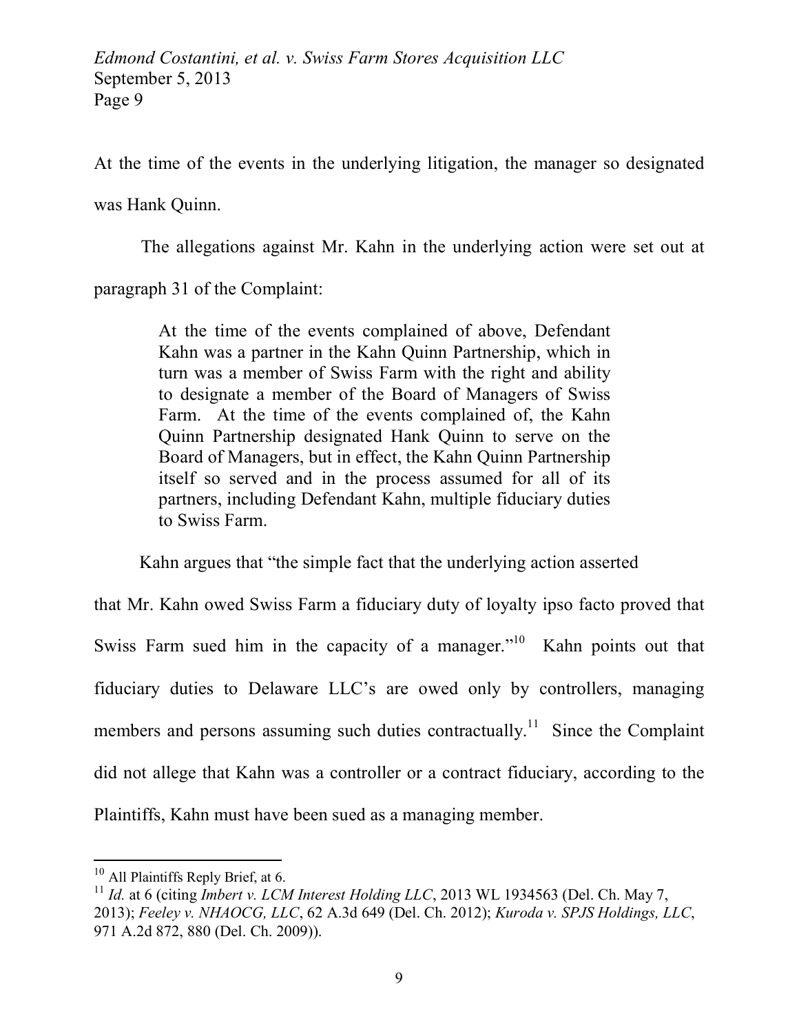At the time of the events in the underlying litigation, the manager so designated was Hank Quinn.

The allegations against Mr. Kahn in the underlying action were set out at paragraph 31 of the Complaint:

> At the time of the events complained of above, Defendant Kahn was a partner in the Kahn Quinn Partnership, which in turn was a member of Swiss Farm with the right and ability to designate a member of the Board of Managers of Swiss Farm. At the time of the events complained of, the Kahn Quinn Partnership designated Hank Quinn to serve on the Board of Managers, but in effect, the Kahn Quinn Partnership itself so served and in the process assumed for all of its partners, including Defendant Kahn, multiple fiduciary duties to Swiss Farm.

Kahn argues that "the simple fact that the underlying action asserted that Mr. Kahn owed Swiss Farm a fiduciary duty of loyalty ipso facto proved that Swiss Farm sued him in the capacity of a manager."[10] Kahn points out that fiduciary duties to Delaware LLC's are owed only by controllers, managing members and persons assuming such duties contractually.[11] Since the Complaint did not allege that Kahn was a controller or a contract fiduciary, according to the Plaintiffs, Kahn must have been sued as a managing member.

---

[10] All Plaintiffs Reply Brief, at 6.

[11] *Id.* at 6 (citing *Imbert v. LCM Interest Holding LLC*, 2013 WL 1934563 (Del. Ch. May 7, 2013); *Feeley v. NHAOCG, LLC*, 62 A.3d 649 (Del. Ch. 2012); *Kuroda v. SPJS Holdings, LLC*, 971 A.2d 872, 880 (Del. Ch. 2009)).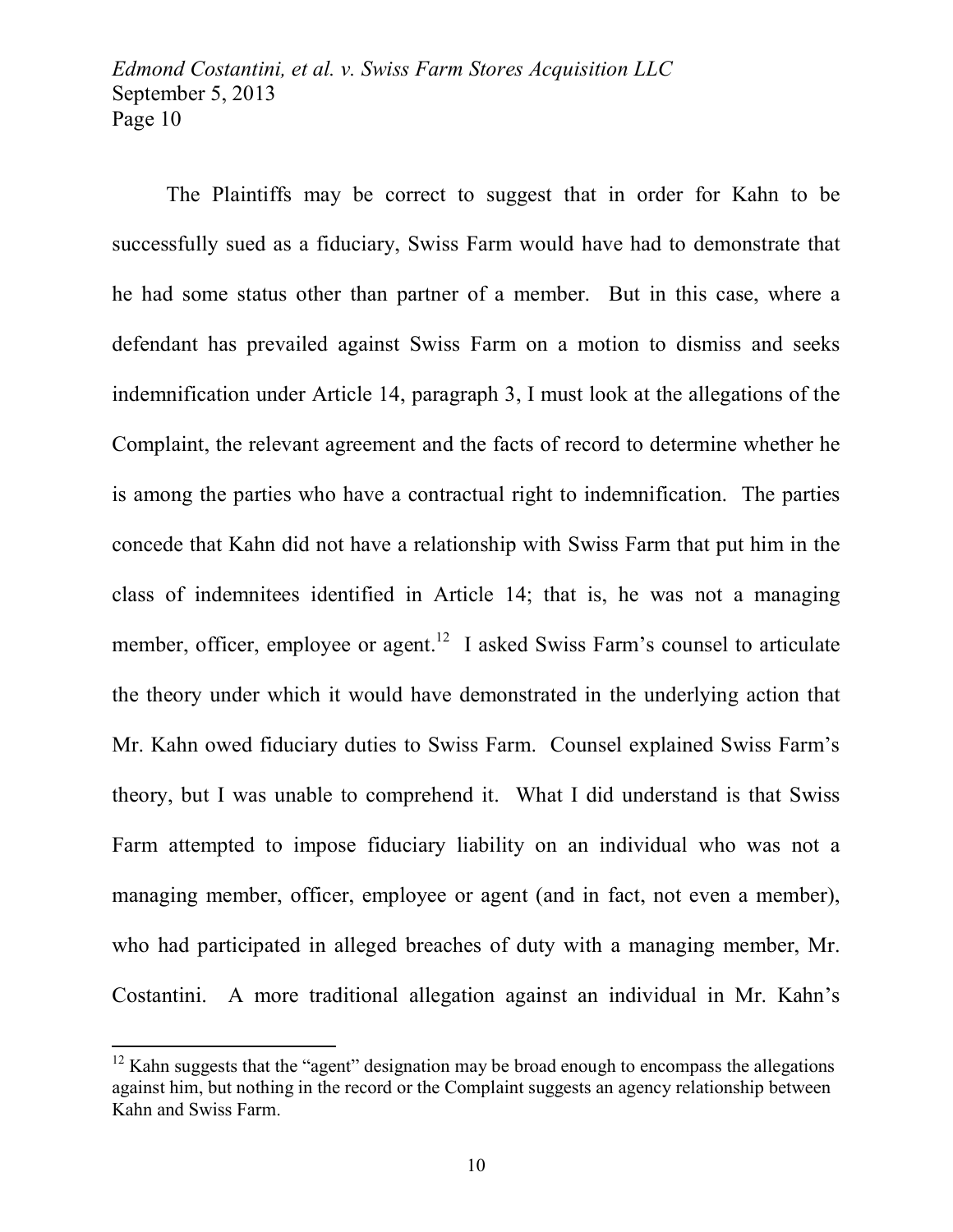The Plaintiffs may be correct to suggest that in order for Kahn to be successfully sued as a fiduciary, Swiss Farm would have had to demonstrate that he had some status other than partner of a member. But in this case, where a defendant has prevailed against Swiss Farm on a motion to dismiss and seeks indemnification under Article 14, paragraph 3, I must look at the allegations of the Complaint, the relevant agreement and the facts of record to determine whether he is among the parties who have a contractual right to indemnification. The parties concede that Kahn did not have a relationship with Swiss Farm that put him in the class of indemnitees identified in Article 14; that is, he was not a managing member, officer, employee or agent.[12] I asked Swiss Farm's counsel to articulate the theory under which it would have demonstrated in the underlying action that Mr. Kahn owed fiduciary duties to Swiss Farm. Counsel explained Swiss Farm's theory, but I was unable to comprehend it. What I did understand is that Swiss Farm attempted to impose fiduciary liability on an individual who was not a managing member, officer, employee or agent (and in fact, not even a member), who had participated in alleged breaches of duty with a managing member, Mr. Costantini. A more traditional allegation against an individual in Mr. Kahn's

---

[12] Kahn suggests that the "agent" designation may be broad enough to encompass the allegations against him, but nothing in the record or the Complaint suggests an agency relationship between Kahn and Swiss Farm.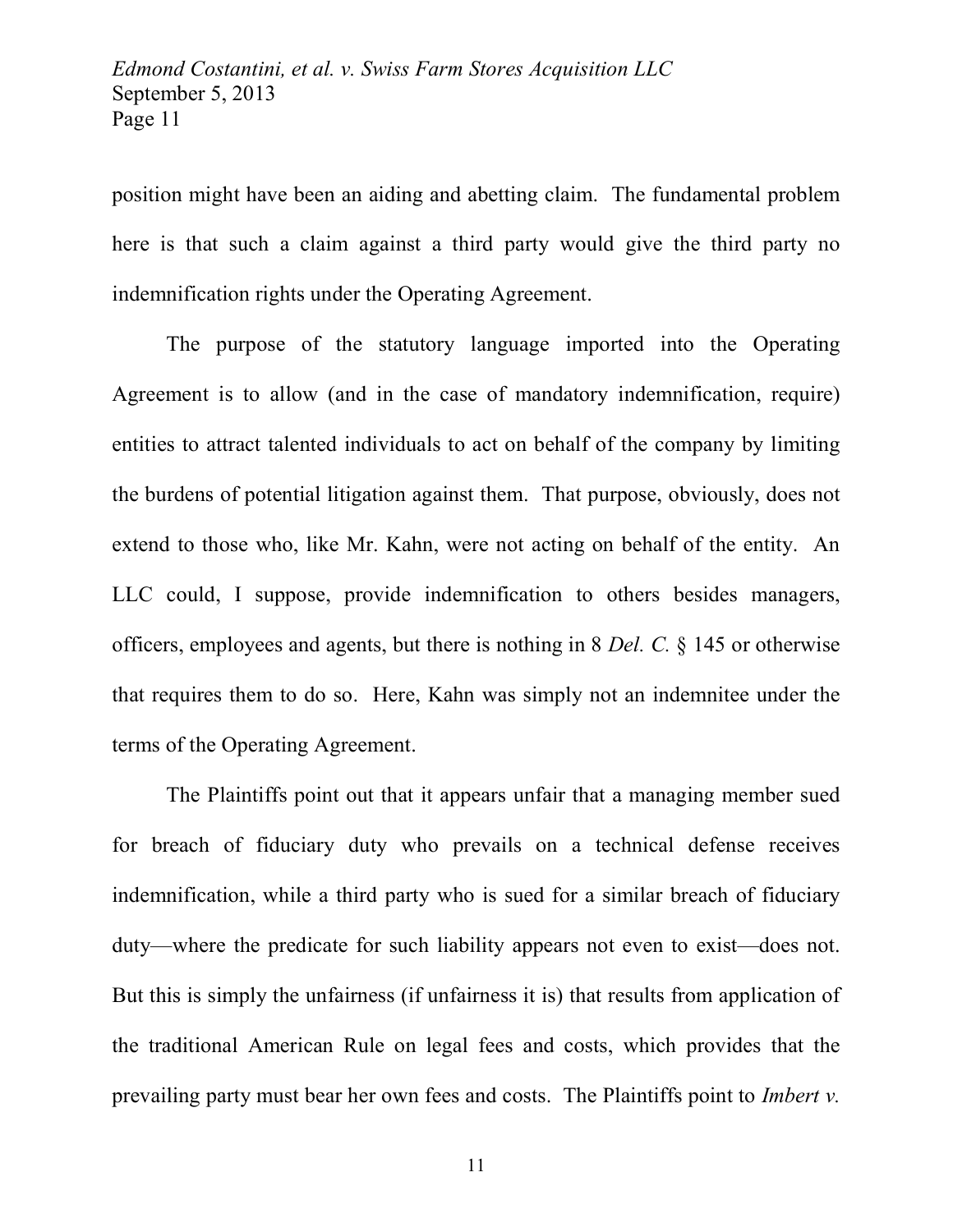position might have been an aiding and abetting claim. The fundamental problem here is that such a claim against a third party would give the third party no indemnification rights under the Operating Agreement.

The purpose of the statutory language imported into the Operating Agreement is to allow (and in the case of mandatory indemnification, require) entities to attract talented individuals to act on behalf of the company by limiting the burdens of potential litigation against them. That purpose, obviously, does not extend to those who, like Mr. Kahn, were not acting on behalf of the entity. An LLC could, I suppose, provide indemnification to others besides managers, officers, employees and agents, but there is nothing in 8 *Del. C.* § 145 or otherwise that requires them to do so. Here, Kahn was simply not an indemnitee under the terms of the Operating Agreement.

The Plaintiffs point out that it appears unfair that a managing member sued for breach of fiduciary duty who prevails on a technical defense receives indemnification, while a third party who is sued for a similar breach of fiduciary duty—where the predicate for such liability appears not even to exist—does not. But this is simply the unfairness (if unfairness it is) that results from application of the traditional American Rule on legal fees and costs, which provides that the prevailing party must bear her own fees and costs. The Plaintiffs point to *Imbert v.*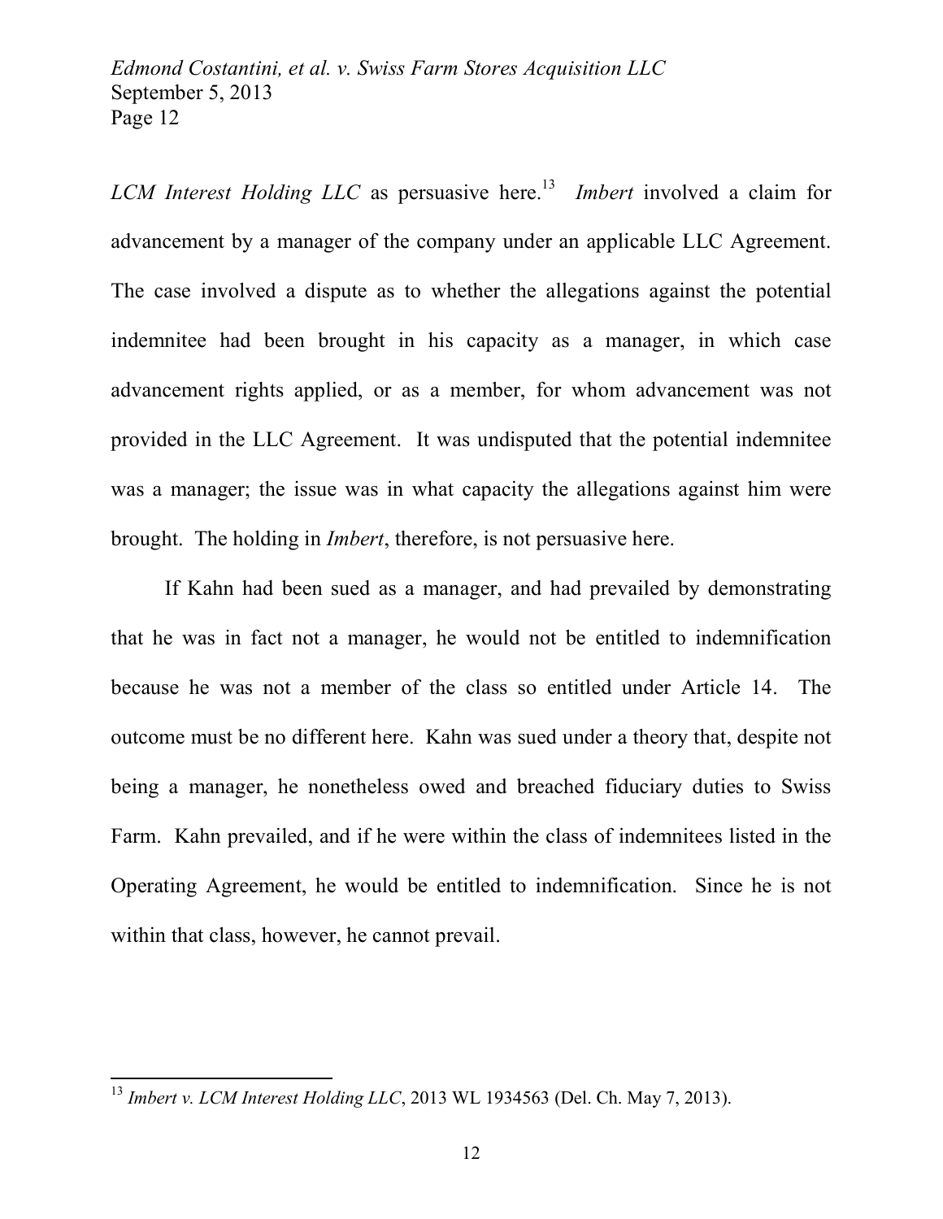*LCM Interest Holding LLC* as persuasive here.[13] *Imbert* involved a claim for advancement by a manager of the company under an applicable LLC Agreement. The case involved a dispute as to whether the allegations against the potential indemnitee had been brought in his capacity as a manager, in which case advancement rights applied, or as a member, for whom advancement was not provided in the LLC Agreement. It was undisputed that the potential indemnitee was a manager; the issue was in what capacity the allegations against him were brought. The holding in *Imbert*, therefore, is not persuasive here.

If Kahn had been sued as a manager, and had prevailed by demonstrating that he was in fact not a manager, he would not be entitled to indemnification because he was not a member of the class so entitled under Article 14. The outcome must be no different here. Kahn was sued under a theory that, despite not being a manager, he nonetheless owed and breached fiduciary duties to Swiss Farm. Kahn prevailed, and if he were within the class of indemnitees listed in the Operating Agreement, he would be entitled to indemnification. Since he is not within that class, however, he cannot prevail.

[13] *Imbert v. LCM Interest Holding LLC*, 2013 WL 1934563 (Del. Ch. May 7, 2013).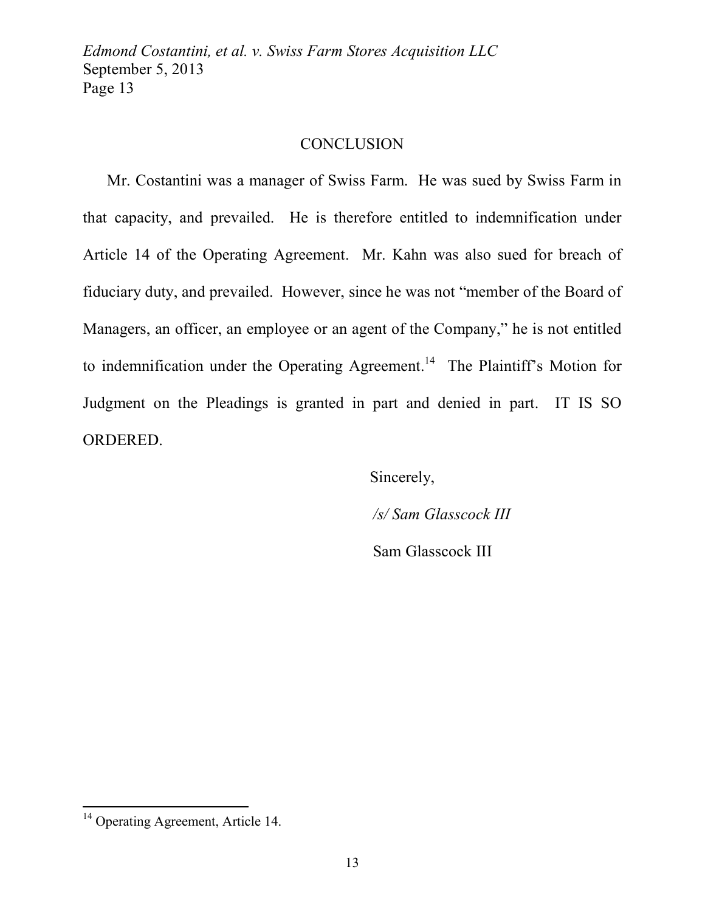## CONCLUSION

Mr. Costantini was a manager of Swiss Farm. He was sued by Swiss Farm in that capacity, and prevailed. He is therefore entitled to indemnification under Article 14 of the Operating Agreement. Mr. Kahn was also sued for breach of fiduciary duty, and prevailed. However, since he was not "member of the Board of Managers, an officer, an employee or an agent of the Company," he is not entitled to indemnification under the Operating Agreement.[14] The Plaintiff's Motion for Judgment on the Pleadings is granted in part and denied in part. IT IS SO ORDERED.

Sincerely,

*/s/ Sam Glasscock III*

Sam Glasscock III

---

[14] Operating Agreement, Article 14.